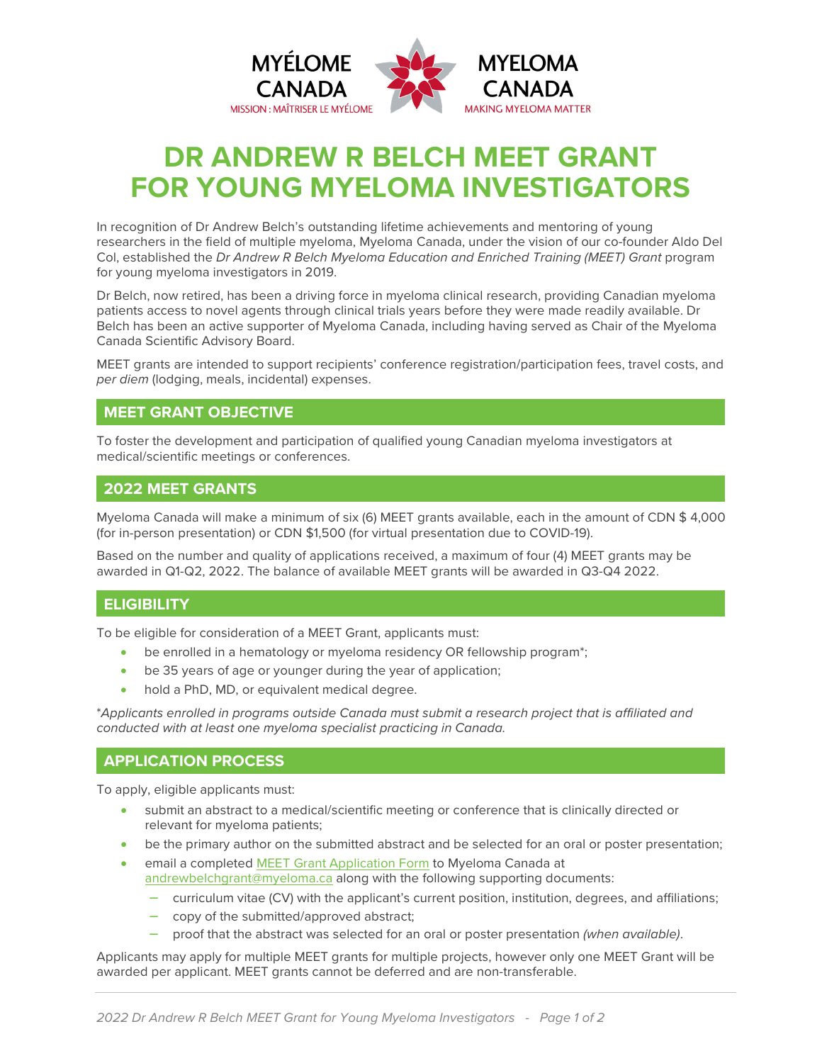MYÉLOME CANADA
MISSION : MAÎTRISER LE MYÉLOME

MYELOMA CANADA
MAKING MYELOMA MATTER

# DR ANDREW R BELCH MEET GRANT FOR YOUNG MYELOMA INVESTIGATORS

In recognition of Dr Andrew Belch's outstanding lifetime achievements and mentoring of young researchers in the field of multiple myeloma, Myeloma Canada, under the vision of our co-founder Aldo Del Col, established the *Dr Andrew R Belch Myeloma Education and Enriched Training (MEET) Grant* program for young myeloma investigators in 2019.

Dr Belch, now retired, has been a driving force in myeloma clinical research, providing Canadian myeloma patients access to novel agents through clinical trials years before they were made readily available. Dr Belch has been an active supporter of Myeloma Canada, including having served as Chair of the Myeloma Canada Scientific Advisory Board.

MEET grants are intended to support recipients' conference registration/participation fees, travel costs, and *per diem* (lodging, meals, incidental) expenses.

## MEET GRANT OBJECTIVE

To foster the development and participation of qualified young Canadian myeloma investigators at medical/scientific meetings or conferences.

## 2022 MEET GRANTS

Myeloma Canada will make a minimum of six (6) MEET grants available, each in the amount of CDN $ 4,000 (for in-person presentation) or CDN $1,500 (for virtual presentation due to COVID-19).

Based on the number and quality of applications received, a maximum of four (4) MEET grants may be awarded in Q1-Q2, 2022. The balance of available MEET grants will be awarded in Q3-Q4 2022.

## ELIGIBILITY

To be eligible for consideration of a MEET Grant, applicants must:

- be enrolled in a hematology or myeloma residency OR fellowship program*;
- be 35 years of age or younger during the year of application;
- hold a PhD, MD, or equivalent medical degree.

**Applicants enrolled in programs outside Canada must submit a research project that is affiliated and conducted with at least one myeloma specialist practicing in Canada.*

## APPLICATION PROCESS

To apply, eligible applicants must:

- submit an abstract to a medical/scientific meeting or conference that is clinically directed or relevant for myeloma patients;
- be the primary author on the submitted abstract and be selected for an oral or poster presentation;
- email a completed MEET Grant Application Form to Myeloma Canada at andrewbelchgrant@myeloma.ca along with the following supporting documents:
  - curriculum vitae (CV) with the applicant's current position, institution, degrees, and affiliations;
  - copy of the submitted/approved abstract;
  - proof that the abstract was selected for an oral or poster presentation *(when available)*.

Applicants may apply for multiple MEET grants for multiple projects, however only one MEET Grant will be awarded per applicant. MEET grants cannot be deferred and are non-transferable.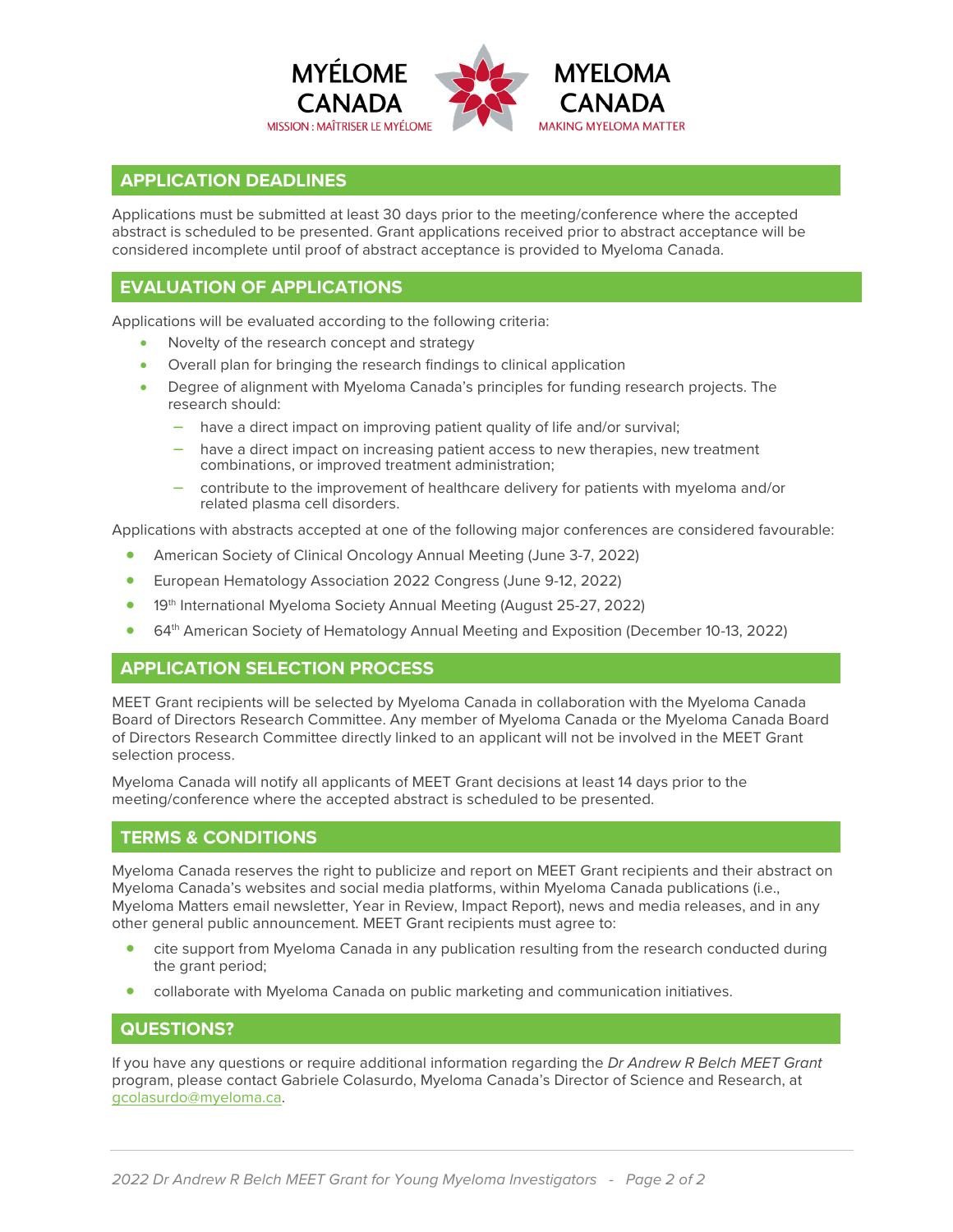MYÉLOME CANADA
MISSION : MAÎTRISER LE MYÉLOME

MYELOMA CANADA
MAKING MYELOMA MATTER

## APPLICATION DEADLINES

Applications must be submitted at least 30 days prior to the meeting/conference where the accepted abstract is scheduled to be presented. Grant applications received prior to abstract acceptance will be considered incomplete until proof of abstract acceptance is provided to Myeloma Canada.

## EVALUATION OF APPLICATIONS

Applications will be evaluated according to the following criteria:

- Novelty of the research concept and strategy
- Overall plan for bringing the research findings to clinical application
- Degree of alignment with Myeloma Canada's principles for funding research projects. The research should:
  - have a direct impact on improving patient quality of life and/or survival;
  - have a direct impact on increasing patient access to new therapies, new treatment combinations, or improved treatment administration;
  - contribute to the improvement of healthcare delivery for patients with myeloma and/or related plasma cell disorders.

Applications with abstracts accepted at one of the following major conferences are considered favourable:

- American Society of Clinical Oncology Annual Meeting (June 3-7, 2022)
- European Hematology Association 2022 Congress (June 9-12, 2022)
- 19th International Myeloma Society Annual Meeting (August 25-27, 2022)
- 64th American Society of Hematology Annual Meeting and Exposition (December 10-13, 2022)

## APPLICATION SELECTION PROCESS

MEET Grant recipients will be selected by Myeloma Canada in collaboration with the Myeloma Canada Board of Directors Research Committee. Any member of Myeloma Canada or the Myeloma Canada Board of Directors Research Committee directly linked to an applicant will not be involved in the MEET Grant selection process.

Myeloma Canada will notify all applicants of MEET Grant decisions at least 14 days prior to the meeting/conference where the accepted abstract is scheduled to be presented.

## TERMS & CONDITIONS

Myeloma Canada reserves the right to publicize and report on MEET Grant recipients and their abstract on Myeloma Canada's websites and social media platforms, within Myeloma Canada publications (i.e., Myeloma Matters email newsletter, Year in Review, Impact Report), news and media releases, and in any other general public announcement. MEET Grant recipients must agree to:

- cite support from Myeloma Canada in any publication resulting from the research conducted during the grant period;
- collaborate with Myeloma Canada on public marketing and communication initiatives.

## QUESTIONS?

If you have any questions or require additional information regarding the *Dr Andrew R Belch MEET Grant* program, please contact Gabriele Colasurdo, Myeloma Canada's Director of Science and Research, at gcolasurdo@myeloma.ca.